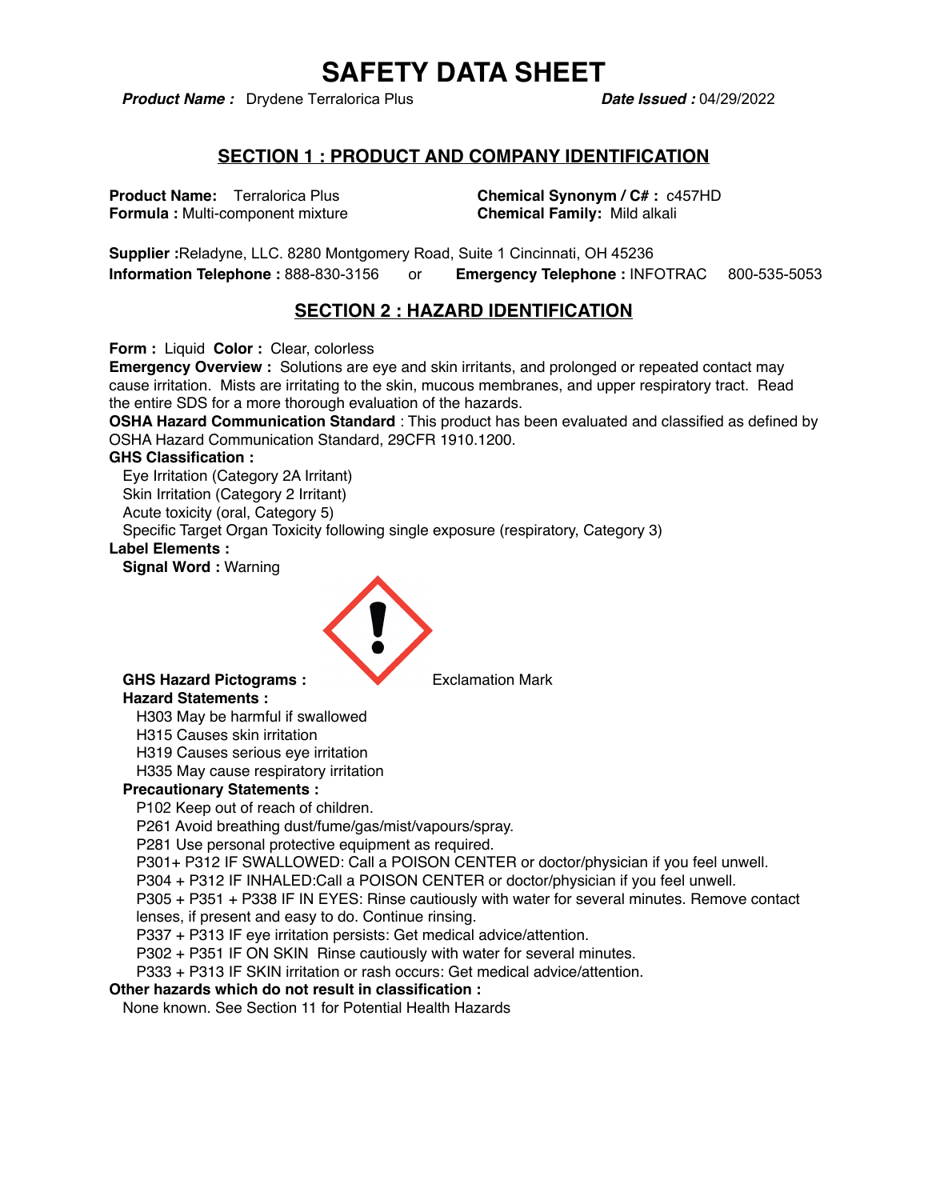# SAFETY DATA SHEET

***Product Name :*** Drydene Terralorica Plus ***Date Issued :*** 04/29/2022

## SECTION 1 : PRODUCT AND COMPANY IDENTIFICATION

**Product Name:** Terralorica Plus
**Formula :** Multi-component mixture
**Chemical Synonym / C# :** c457HD
**Chemical Family:** Mild alkali

**Supplier :**Reladyne, LLC. 8280 Montgomery Road, Suite 1 Cincinnati, OH 45236
**Information Telephone :** 888-830-3156 or **Emergency Telephone :** INFOTRAC 800-535-5053

## SECTION 2 : HAZARD IDENTIFICATION

**Form :** Liquid **Color :** Clear, colorless
**Emergency Overview :** Solutions are eye and skin irritants, and prolonged or repeated contact may cause irritation. Mists are irritating to the skin, mucous membranes, and upper respiratory tract. Read the entire SDS for a more thorough evaluation of the hazards.
**OSHA Hazard Communication Standard** : This product has been evaluated and classified as defined by OSHA Hazard Communication Standard, 29CFR 1910.1200.
**GHS Classification :**

- Eye Irritation (Category 2A Irritant)
- Skin Irritation (Category 2 Irritant)
- Acute toxicity (oral, Category 5)
- Specific Target Organ Toxicity following single exposure (respiratory, Category 3)

**Label Elements :**

**Signal Word :** Warning

**GHS Hazard Pictograms :** Exclamation Mark

**Hazard Statements :**

- H303 May be harmful if swallowed
- H315 Causes skin irritation
- H319 Causes serious eye irritation
- H335 May cause respiratory irritation

**Precautionary Statements :**

- P102 Keep out of reach of children.
- P261 Avoid breathing dust/fume/gas/mist/vapours/spray.
- P281 Use personal protective equipment as required.
- P301+ P312 IF SWALLOWED: Call a POISON CENTER or doctor/physician if you feel unwell.
- P304 + P312 IF INHALED:Call a POISON CENTER or doctor/physician if you feel unwell.
- P305 + P351 + P338 IF IN EYES: Rinse cautiously with water for several minutes. Remove contact lenses, if present and easy to do. Continue rinsing.
- P337 + P313 IF eye irritation persists: Get medical advice/attention.
- P302 + P351 IF ON SKIN Rinse cautiously with water for several minutes.
- P333 + P313 IF SKIN irritation or rash occurs: Get medical advice/attention.

**Other hazards which do not result in classification :**
None known. See Section 11 for Potential Health Hazards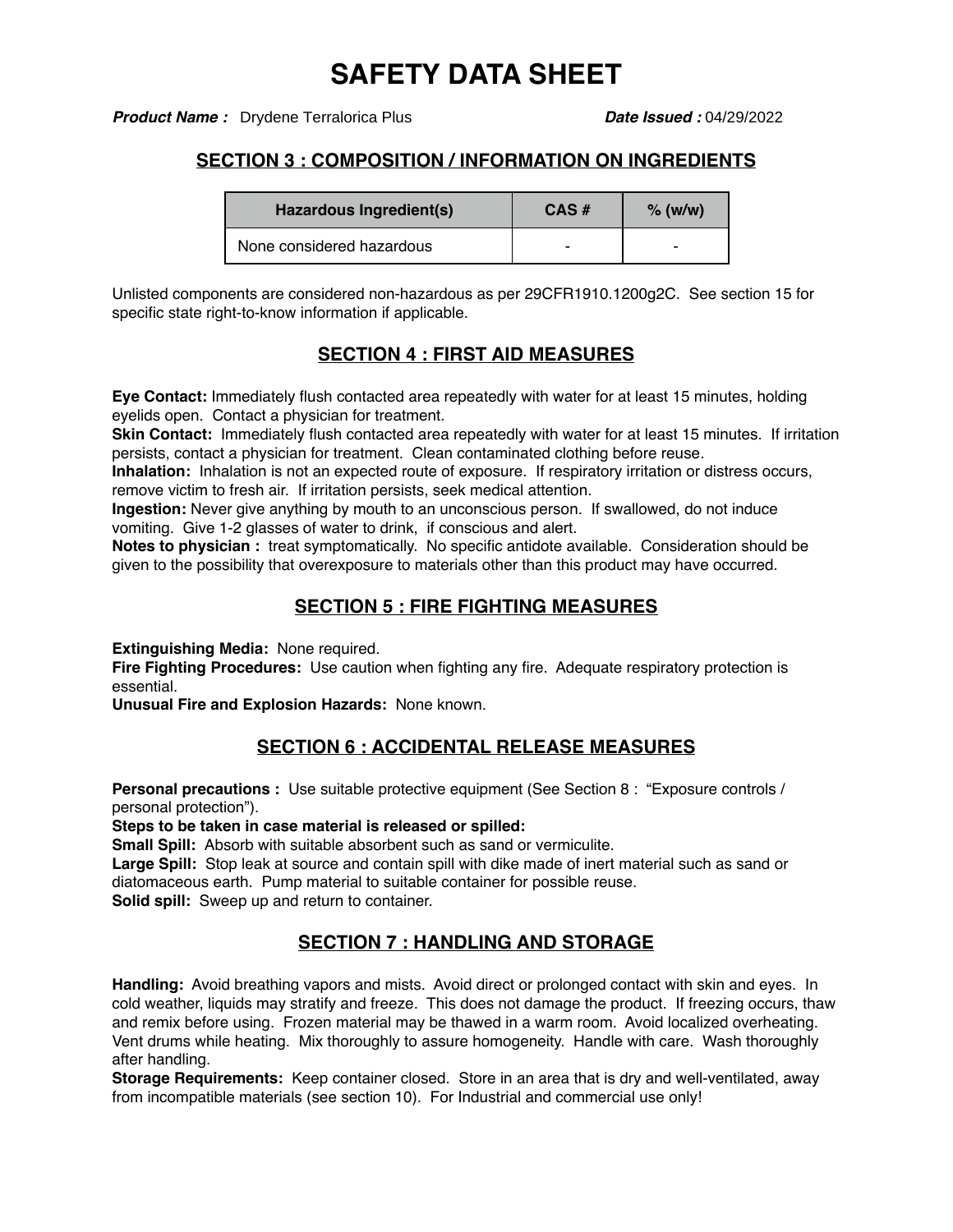# SAFETY DATA SHEET

***Product Name :*** Drydene Terralorica Plus ***Date Issued :*** 04/29/2022

## SECTION 3 : COMPOSITION / INFORMATION ON INGREDIENTS

| Hazardous Ingredient(s) | CAS # | % (w/w) |
|---|---|---|
| None considered hazardous | - | - |

Unlisted components are considered non-hazardous as per 29CFR1910.1200g2C. See section 15 for specific state right-to-know information if applicable.

## SECTION 4 : FIRST AID MEASURES

**Eye Contact:** Immediately flush contacted area repeatedly with water for at least 15 minutes, holding eyelids open. Contact a physician for treatment.
**Skin Contact:** Immediately flush contacted area repeatedly with water for at least 15 minutes. If irritation persists, contact a physician for treatment. Clean contaminated clothing before reuse.
**Inhalation:** Inhalation is not an expected route of exposure. If respiratory irritation or distress occurs, remove victim to fresh air. If irritation persists, seek medical attention.
**Ingestion:** Never give anything by mouth to an unconscious person. If swallowed, do not induce vomiting. Give 1-2 glasses of water to drink, if conscious and alert.
**Notes to physician :** treat symptomatically. No specific antidote available. Consideration should be given to the possibility that overexposure to materials other than this product may have occurred.

## SECTION 5 : FIRE FIGHTING MEASURES

**Extinguishing Media:** None required.
**Fire Fighting Procedures:** Use caution when fighting any fire. Adequate respiratory protection is essential.
**Unusual Fire and Explosion Hazards:** None known.

## SECTION 6 : ACCIDENTAL RELEASE MEASURES

**Personal precautions :** Use suitable protective equipment (See Section 8 : "Exposure controls / personal protection").
**Steps to be taken in case material is released or spilled:**
**Small Spill:** Absorb with suitable absorbent such as sand or vermiculite.
**Large Spill:** Stop leak at source and contain spill with dike made of inert material such as sand or diatomaceous earth. Pump material to suitable container for possible reuse.
**Solid spill:** Sweep up and return to container.

## SECTION 7 : HANDLING AND STORAGE

**Handling:** Avoid breathing vapors and mists. Avoid direct or prolonged contact with skin and eyes. In cold weather, liquids may stratify and freeze. This does not damage the product. If freezing occurs, thaw and remix before using. Frozen material may be thawed in a warm room. Avoid localized overheating. Vent drums while heating. Mix thoroughly to assure homogeneity. Handle with care. Wash thoroughly after handling.
**Storage Requirements:** Keep container closed. Store in an area that is dry and well-ventilated, away from incompatible materials (see section 10). For Industrial and commercial use only!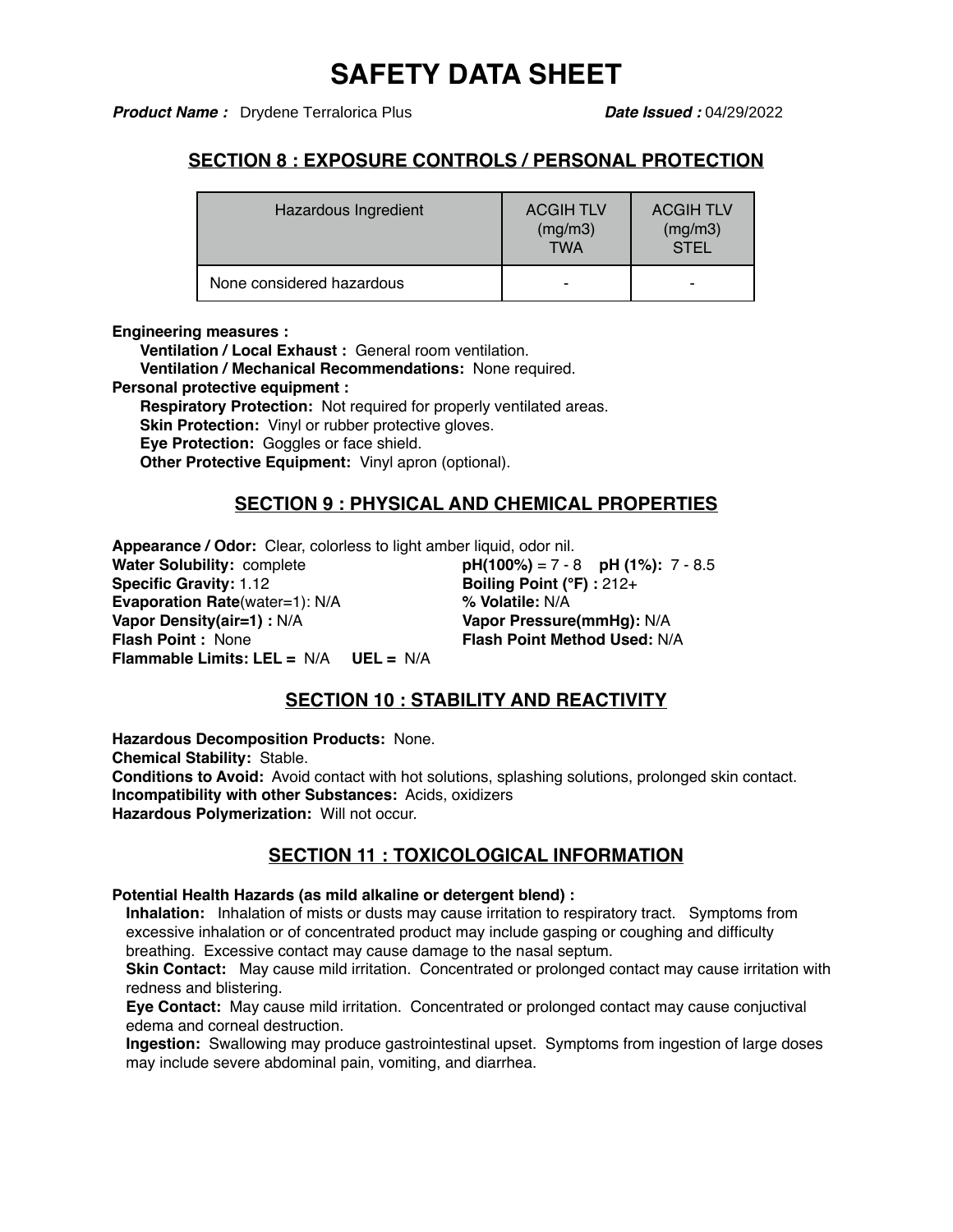# SAFETY DATA SHEET

***Product Name :*** Drydene Terralorica Plus ***Date Issued :*** 04/29/2022

## SECTION 8 : EXPOSURE CONTROLS / PERSONAL PROTECTION

| Hazardous Ingredient | ACGIH TLV (mg/m3) TWA | ACGIH TLV (mg/m3) STEL |
|---|---|---|
| None considered hazardous | - | - |

**Engineering measures :**

**Ventilation / Local Exhaust :** General room ventilation.

**Ventilation / Mechanical Recommendations:** None required.

**Personal protective equipment :**

**Respiratory Protection:** Not required for properly ventilated areas.

**Skin Protection:** Vinyl or rubber protective gloves.

**Eye Protection:** Goggles or face shield.

**Other Protective Equipment:** Vinyl apron (optional).

## SECTION 9 : PHYSICAL AND CHEMICAL PROPERTIES

**Appearance / Odor:** Clear, colorless to light amber liquid, odor nil.

**Water Solubility:** complete

**pH(100%)** = 7 - 8 **pH (1%):** 7 - 8.5

**Specific Gravity:** 1.12

**Boiling Point (°F) :** 212+

**Evaporation Rate**(water=1): N/A

**% Volatile:** N/A

**Vapor Density(air=1) :** N/A

**Vapor Pressure(mmHg):** N/A

**Flash Point :** None

**Flash Point Method Used:** N/A

**Flammable Limits: LEL =** N/A **UEL =** N/A

## SECTION 10 : STABILITY AND REACTIVITY

**Hazardous Decomposition Products:** None.

**Chemical Stability:** Stable.

**Conditions to Avoid:** Avoid contact with hot solutions, splashing solutions, prolonged skin contact.

**Incompatibility with other Substances:** Acids, oxidizers

**Hazardous Polymerization:** Will not occur.

## SECTION 11 : TOXICOLOGICAL INFORMATION

**Potential Health Hazards (as mild alkaline or detergent blend) :**

**Inhalation:** Inhalation of mists or dusts may cause irritation to respiratory tract. Symptoms from excessive inhalation or of concentrated product may include gasping or coughing and difficulty breathing. Excessive contact may cause damage to the nasal septum.

**Skin Contact:** May cause mild irritation. Concentrated or prolonged contact may cause irritation with redness and blistering.

**Eye Contact:** May cause mild irritation. Concentrated or prolonged contact may cause conjuctival edema and corneal destruction.

**Ingestion:** Swallowing may produce gastrointestinal upset. Symptoms from ingestion of large doses may include severe abdominal pain, vomiting, and diarrhea.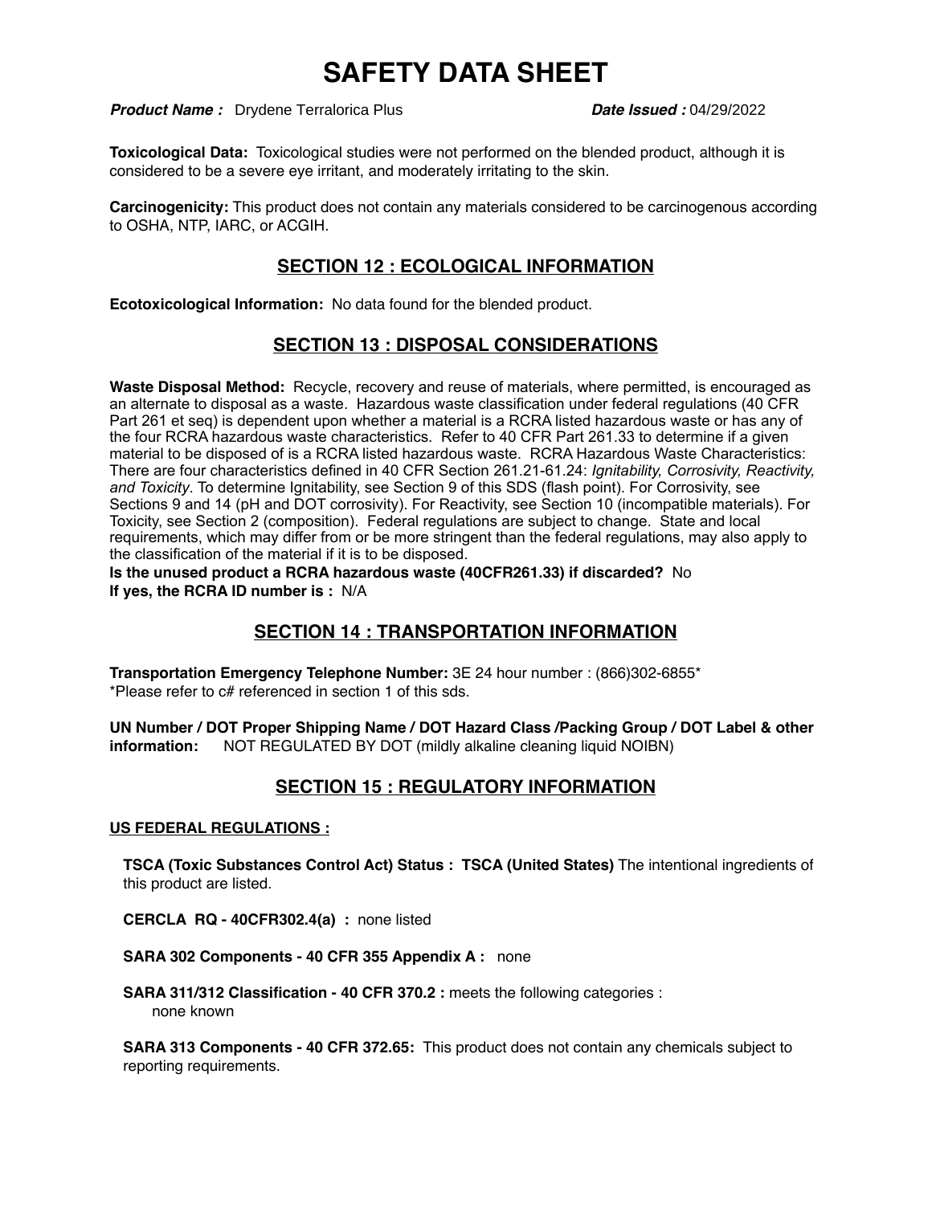# SAFETY DATA SHEET

***Product Name :*** Drydene Terralorica Plus ***Date Issued :*** 04/29/2022

**Toxicological Data:** Toxicological studies were not performed on the blended product, although it is considered to be a severe eye irritant, and moderately irritating to the skin.

**Carcinogenicity:** This product does not contain any materials considered to be carcinogenous according to OSHA, NTP, IARC, or ACGIH.

## SECTION 12 : ECOLOGICAL INFORMATION

**Ecotoxicological Information:** No data found for the blended product.

## SECTION 13 : DISPOSAL CONSIDERATIONS

**Waste Disposal Method:** Recycle, recovery and reuse of materials, where permitted, is encouraged as an alternate to disposal as a waste. Hazardous waste classification under federal regulations (40 CFR Part 261 et seq) is dependent upon whether a material is a RCRA listed hazardous waste or has any of the four RCRA hazardous waste characteristics. Refer to 40 CFR Part 261.33 to determine if a given material to be disposed of is a RCRA listed hazardous waste. RCRA Hazardous Waste Characteristics: There are four characteristics defined in 40 CFR Section 261.21-61.24: *Ignitability, Corrosivity, Reactivity, and Toxicity*. To determine Ignitability, see Section 9 of this SDS (flash point). For Corrosivity, see Sections 9 and 14 (pH and DOT corrosivity). For Reactivity, see Section 10 (incompatible materials). For Toxicity, see Section 2 (composition). Federal regulations are subject to change. State and local requirements, which may differ from or be more stringent than the federal regulations, may also apply to the classification of the material if it is to be disposed.

**Is the unused product a RCRA hazardous waste (40CFR261.33) if discarded?** No
**If yes, the RCRA ID number is :** N/A

## SECTION 14 : TRANSPORTATION INFORMATION

**Transportation Emergency Telephone Number:** 3E 24 hour number : (866)302-6855*
*Please refer to c# referenced in section 1 of this sds.

**UN Number / DOT Proper Shipping Name / DOT Hazard Class /Packing Group / DOT Label & other information:** NOT REGULATED BY DOT (mildly alkaline cleaning liquid NOIBN)

## SECTION 15 : REGULATORY INFORMATION

**US FEDERAL REGULATIONS :**

**TSCA (Toxic Substances Control Act) Status : TSCA (United States)** The intentional ingredients of this product are listed.

**CERCLA RQ - 40CFR302.4(a) :** none listed

**SARA 302 Components - 40 CFR 355 Appendix A :** none

**SARA 311/312 Classification - 40 CFR 370.2 :** meets the following categories :
none known

**SARA 313 Components - 40 CFR 372.65:** This product does not contain any chemicals subject to reporting requirements.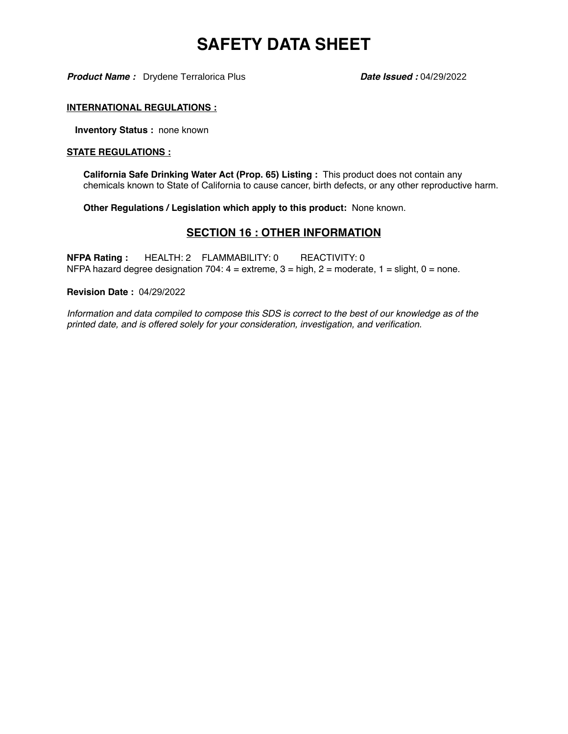# SAFETY DATA SHEET

***Product Name :*** Drydene Terralorica Plus ***Date Issued :*** 04/29/2022

**INTERNATIONAL REGULATIONS :**

**Inventory Status :** none known

**STATE REGULATIONS :**

**California Safe Drinking Water Act (Prop. 65) Listing :** This product does not contain any chemicals known to State of California to cause cancer, birth defects, or any other reproductive harm.

**Other Regulations / Legislation which apply to this product:** None known.

## SECTION 16 : OTHER INFORMATION

**NFPA Rating :** HEALTH: 2 FLAMMABILITY: 0 REACTIVITY: 0
NFPA hazard degree designation 704: 4 = extreme, 3 = high, 2 = moderate, 1 = slight, 0 = none.

**Revision Date :** 04/29/2022

*Information and data compiled to compose this SDS is correct to the best of our knowledge as of the printed date, and is offered solely for your consideration, investigation, and verification.*